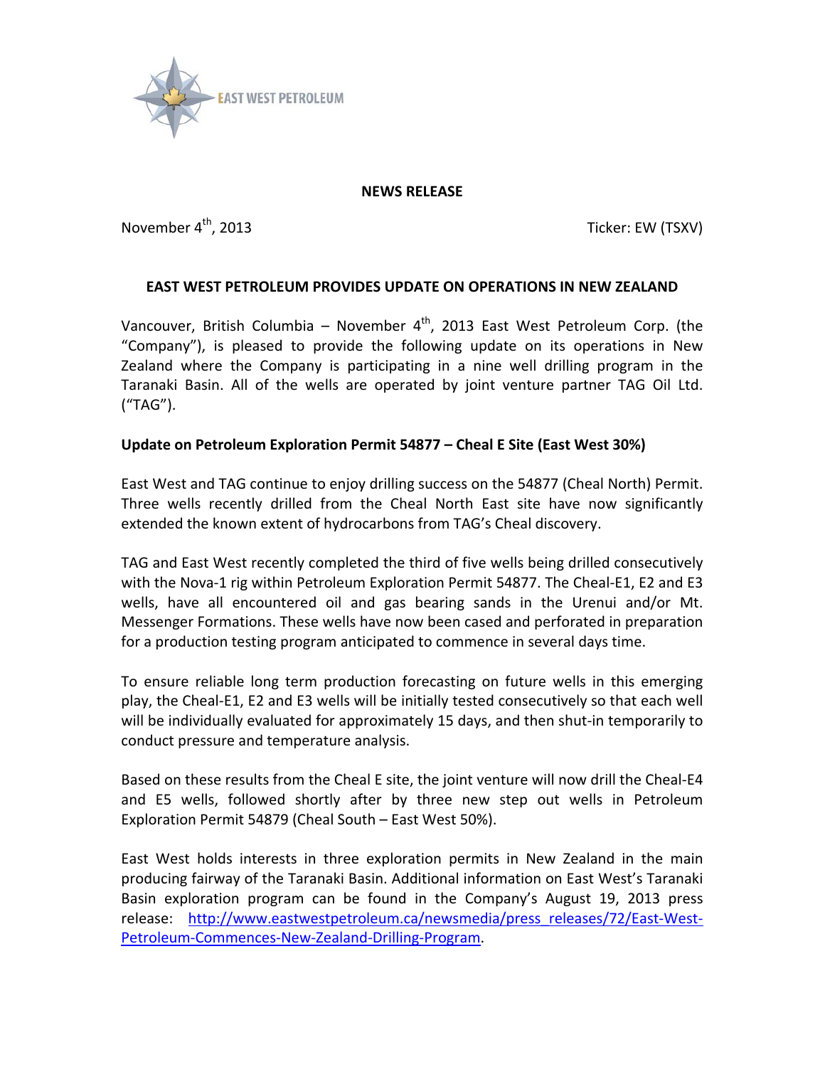EAST WEST PETROLEUM

**NEWS RELEASE**

November 4th, 2013 Ticker: EW (TSXV)

## EAST WEST PETROLEUM PROVIDES UPDATE ON OPERATIONS IN NEW ZEALAND

Vancouver, British Columbia – November 4th, 2013 East West Petroleum Corp. (the "Company"), is pleased to provide the following update on its operations in New Zealand where the Company is participating in a nine well drilling program in the Taranaki Basin. All of the wells are operated by joint venture partner TAG Oil Ltd. ("TAG").

### Update on Petroleum Exploration Permit 54877 – Cheal E Site (East West 30%)

East West and TAG continue to enjoy drilling success on the 54877 (Cheal North) Permit. Three wells recently drilled from the Cheal North East site have now significantly extended the known extent of hydrocarbons from TAG's Cheal discovery.

TAG and East West recently completed the third of five wells being drilled consecutively with the Nova-1 rig within Petroleum Exploration Permit 54877. The Cheal-E1, E2 and E3 wells, have all encountered oil and gas bearing sands in the Urenui and/or Mt. Messenger Formations. These wells have now been cased and perforated in preparation for a production testing program anticipated to commence in several days time.

To ensure reliable long term production forecasting on future wells in this emerging play, the Cheal-E1, E2 and E3 wells will be initially tested consecutively so that each well will be individually evaluated for approximately 15 days, and then shut-in temporarily to conduct pressure and temperature analysis.

Based on these results from the Cheal E site, the joint venture will now drill the Cheal-E4 and E5 wells, followed shortly after by three new step out wells in Petroleum Exploration Permit 54879 (Cheal South – East West 50%).

East West holds interests in three exploration permits in New Zealand in the main producing fairway of the Taranaki Basin. Additional information on East West's Taranaki Basin exploration program can be found in the Company's August 19, 2013 press release: [http://www.eastwestpetroleum.ca/newsmedia/press_releases/72/East-West-Petroleum-Commences-New-Zealand-Drilling-Program](http://www.eastwestpetroleum.ca/newsmedia/press_releases/72/East-West-Petroleum-Commences-New-Zealand-Drilling-Program).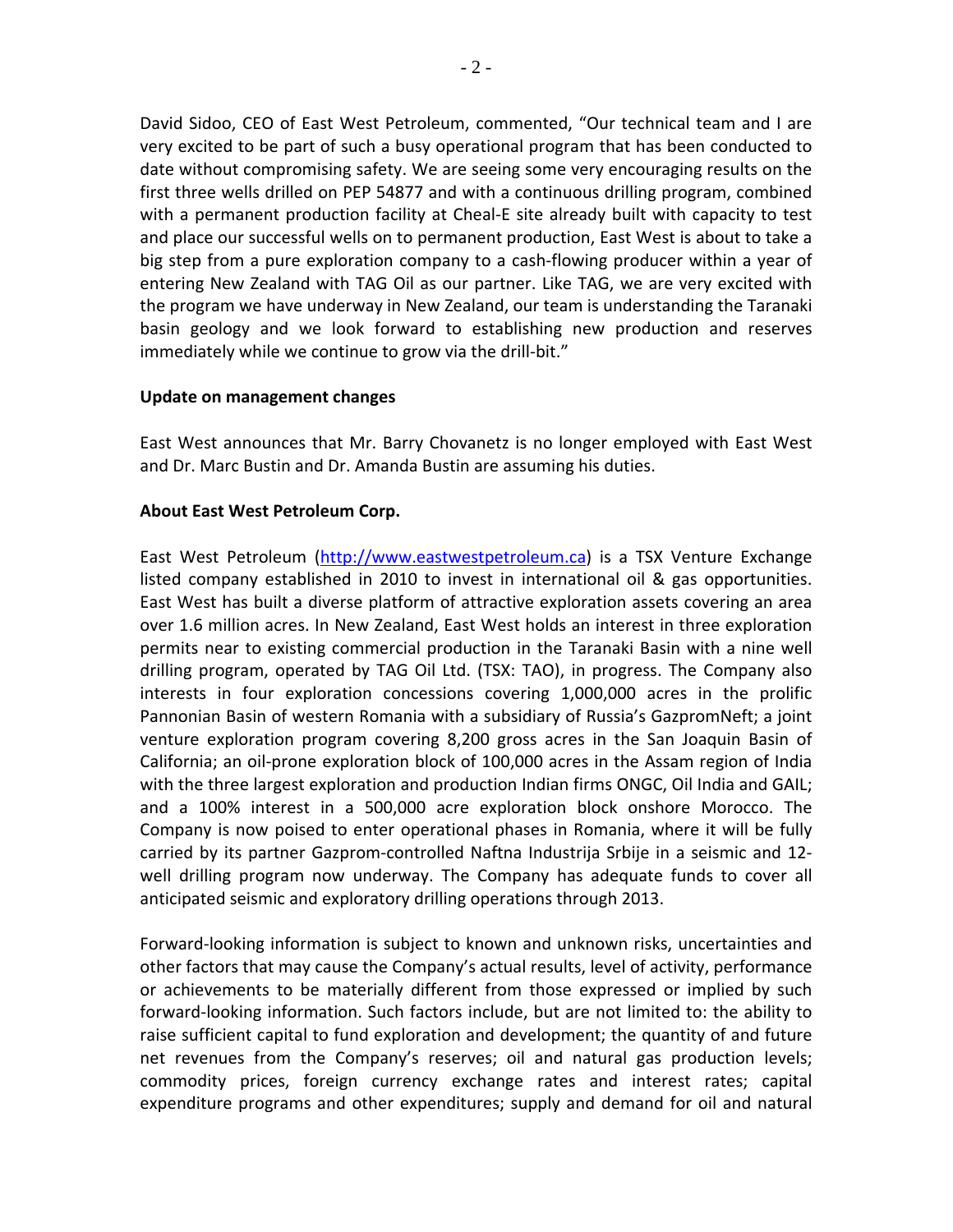David Sidoo, CEO of East West Petroleum, commented, "Our technical team and I are very excited to be part of such a busy operational program that has been conducted to date without compromising safety. We are seeing some very encouraging results on the first three wells drilled on PEP 54877 and with a continuous drilling program, combined with a permanent production facility at Cheal-E site already built with capacity to test and place our successful wells on to permanent production, East West is about to take a big step from a pure exploration company to a cash-flowing producer within a year of entering New Zealand with TAG Oil as our partner. Like TAG, we are very excited with the program we have underway in New Zealand, our team is understanding the Taranaki basin geology and we look forward to establishing new production and reserves immediately while we continue to grow via the drill-bit."

**Update on management changes**

East West announces that Mr. Barry Chovanetz is no longer employed with East West and Dr. Marc Bustin and Dr. Amanda Bustin are assuming his duties.

**About East West Petroleum Corp.**

East West Petroleum (http://www.eastwestpetroleum.ca) is a TSX Venture Exchange listed company established in 2010 to invest in international oil & gas opportunities. East West has built a diverse platform of attractive exploration assets covering an area over 1.6 million acres. In New Zealand, East West holds an interest in three exploration permits near to existing commercial production in the Taranaki Basin with a nine well drilling program, operated by TAG Oil Ltd. (TSX: TAO), in progress. The Company also interests in four exploration concessions covering 1,000,000 acres in the prolific Pannonian Basin of western Romania with a subsidiary of Russia's GazpromNeft; a joint venture exploration program covering 8,200 gross acres in the San Joaquin Basin of California; an oil-prone exploration block of 100,000 acres in the Assam region of India with the three largest exploration and production Indian firms ONGC, Oil India and GAIL; and a 100% interest in a 500,000 acre exploration block onshore Morocco. The Company is now poised to enter operational phases in Romania, where it will be fully carried by its partner Gazprom-controlled Naftna Industrija Srbije in a seismic and 12-well drilling program now underway. The Company has adequate funds to cover all anticipated seismic and exploratory drilling operations through 2013.

Forward-looking information is subject to known and unknown risks, uncertainties and other factors that may cause the Company's actual results, level of activity, performance or achievements to be materially different from those expressed or implied by such forward-looking information. Such factors include, but are not limited to: the ability to raise sufficient capital to fund exploration and development; the quantity of and future net revenues from the Company's reserves; oil and natural gas production levels; commodity prices, foreign currency exchange rates and interest rates; capital expenditure programs and other expenditures; supply and demand for oil and natural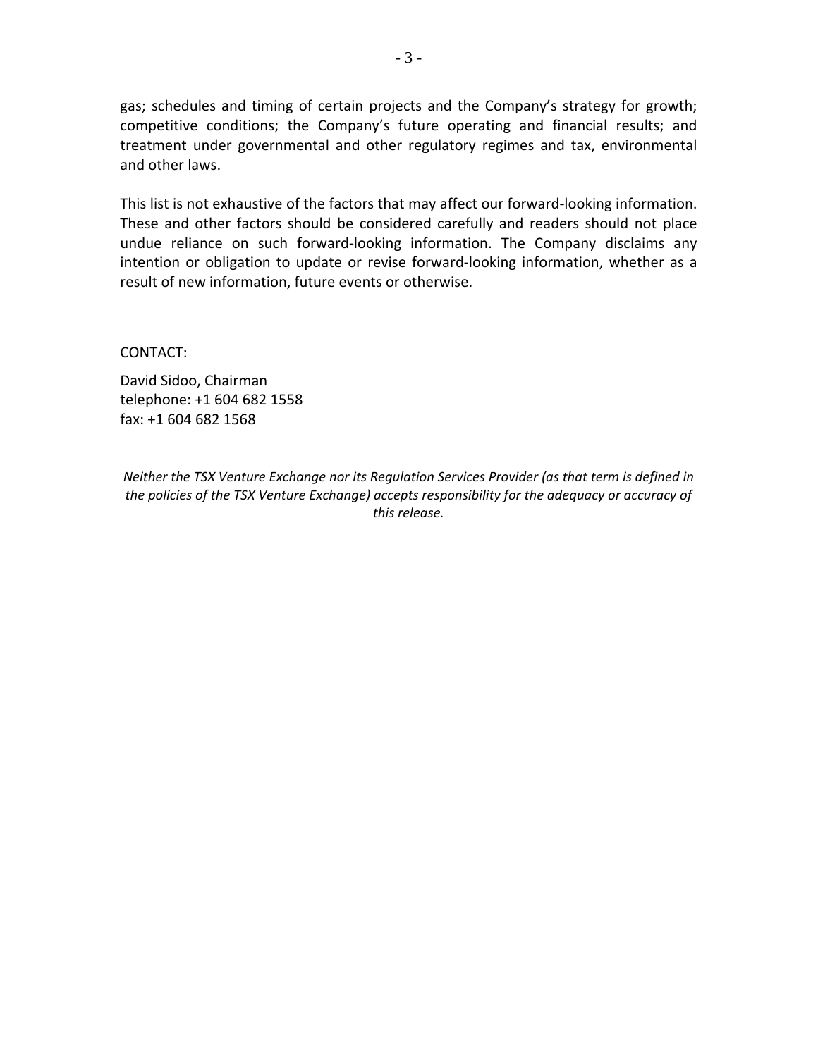gas; schedules and timing of certain projects and the Company's strategy for growth; competitive conditions; the Company's future operating and financial results; and treatment under governmental and other regulatory regimes and tax, environmental and other laws.

This list is not exhaustive of the factors that may affect our forward-looking information. These and other factors should be considered carefully and readers should not place undue reliance on such forward-looking information. The Company disclaims any intention or obligation to update or revise forward-looking information, whether as a result of new information, future events or otherwise.

CONTACT:

David Sidoo, Chairman
telephone: +1 604 682 1558
fax: +1 604 682 1568

*Neither the TSX Venture Exchange nor its Regulation Services Provider (as that term is defined in the policies of the TSX Venture Exchange) accepts responsibility for the adequacy or accuracy of this release.*